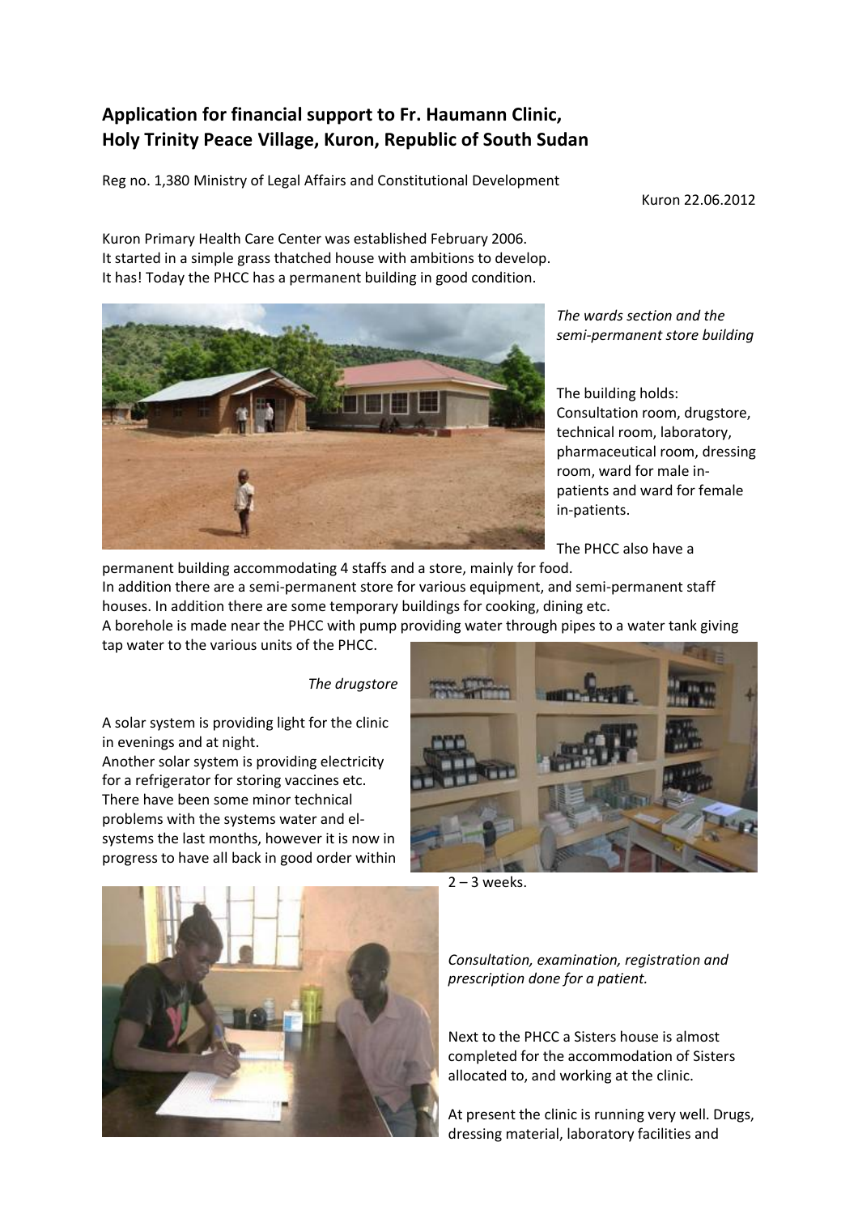# Application for financial support to Fr. Haumann Clinic, Holy Trinity Peace Village, Kuron, Republic of South Sudan

Reg no. 1,380 Ministry of Legal Affairs and Constitutional Development

Kuron 22.06.2012

Kuron Primary Health Care Center was established February 2006.
It started in a simple grass thatched house with ambitions to develop.
It has! Today the PHCC has a permanent building in good condition.

*The wards section and the semi-permanent store building*

The building holds:
Consultation room, drugstore, technical room, laboratory, pharmaceutical room, dressing room, ward for male in-patients and ward for female in-patients.

The PHCC also have a permanent building accommodating 4 staffs and a store, mainly for food.
In addition there are a semi-permanent store for various equipment, and semi-permanent staff houses. In addition there are some temporary buildings for cooking, dining etc.
A borehole is made near the PHCC with pump providing water through pipes to a water tank giving tap water to the various units of the PHCC.

*The drugstore*

A solar system is providing light for the clinic in evenings and at night.
Another solar system is providing electricity for a refrigerator for storing vaccines etc.
There have been some minor technical problems with the systems water and el-systems the last months, however it is now in progress to have all back in good order within 2 – 3 weeks.

*Consultation, examination, registration and prescription done for a patient.*

Next to the PHCC a Sisters house is almost completed for the accommodation of Sisters allocated to, and working at the clinic.

At present the clinic is running very well. Drugs, dressing material, laboratory facilities and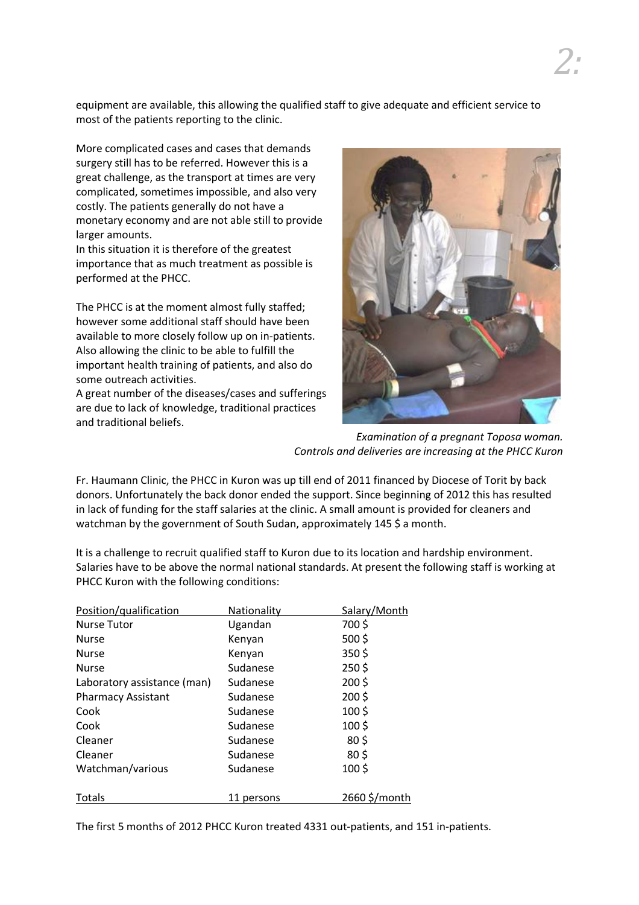equipment are available, this allowing the qualified staff to give adequate and efficient service to most of the patients reporting to the clinic.

More complicated cases and cases that demands surgery still has to be referred. However this is a great challenge, as the transport at times are very complicated, sometimes impossible, and also very costly. The patients generally do not have a monetary economy and are not able still to provide larger amounts.
In this situation it is therefore of the greatest importance that as much treatment as possible is performed at the PHCC.

The PHCC is at the moment almost fully staffed; however some additional staff should have been available to more closely follow up on in-patients. Also allowing the clinic to be able to fulfill the important health training of patients, and also do some outreach activities.
A great number of the diseases/cases and sufferings are due to lack of knowledge, traditional practices and traditional beliefs.

*Examination of a pregnant Toposa woman. Controls and deliveries are increasing at the PHCC Kuron*

Fr. Haumann Clinic, the PHCC in Kuron was up till end of 2011 financed by Diocese of Torit by back donors. Unfortunately the back donor ended the support. Since beginning of 2012 this has resulted in lack of funding for the staff salaries at the clinic. A small amount is provided for cleaners and watchman by the government of South Sudan, approximately 145 $ a month.

It is a challenge to recruit qualified staff to Kuron due to its location and hardship environment. Salaries have to be above the normal national standards. At present the following staff is working at PHCC Kuron with the following conditions:

| Position/qualification | Nationality | Salary/Month |
|---|---|---|
| Nurse Tutor | Ugandan | 700 $ |
| Nurse | Kenyan | 500 $ |
| Nurse | Kenyan | 350 $ |
| Nurse | Sudanese | 250 $ |
| Laboratory assistance (man) | Sudanese | 200 $ |
| Pharmacy Assistant | Sudanese | 200 $ |
| Cook | Sudanese | 100 $ |
| Cook | Sudanese | 100 $ |
| Cleaner | Sudanese | 80 $ |
| Cleaner | Sudanese | 80 $ |
| Watchman/various | Sudanese | 100 $ |
| Totals | 11 persons | 2660 $/month |

The first 5 months of 2012 PHCC Kuron treated 4331 out-patients, and 151 in-patients.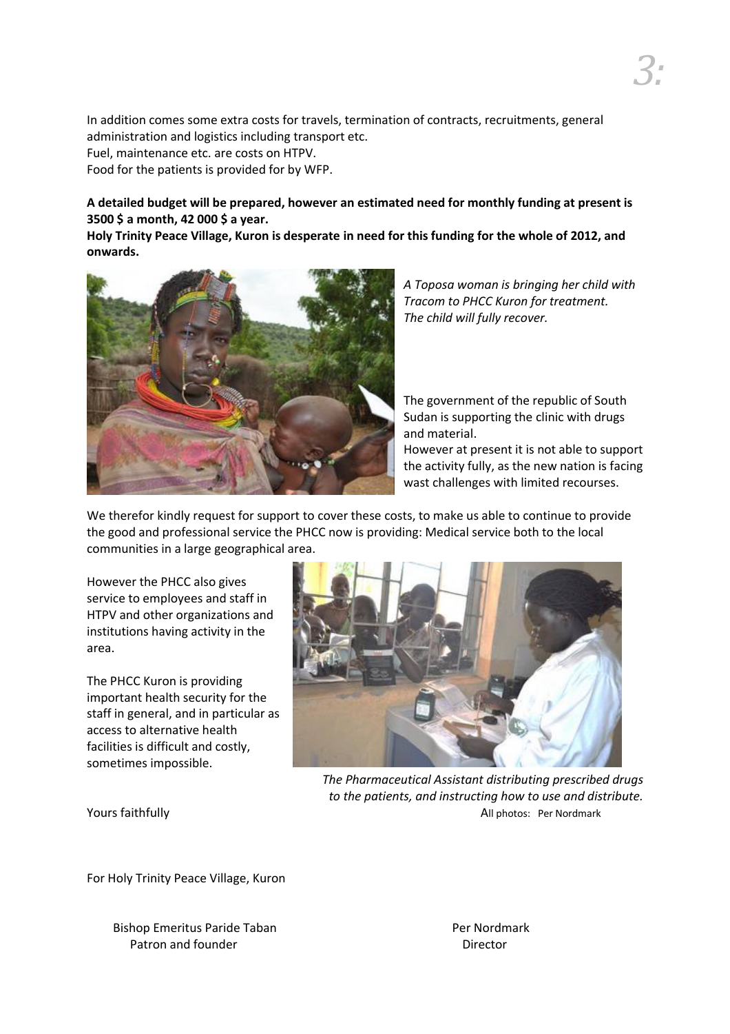In addition comes some extra costs for travels, termination of contracts, recruitments, general administration and logistics including transport etc.
Fuel, maintenance etc. are costs on HTPV.
Food for the patients is provided for by WFP.

**A detailed budget will be prepared, however an estimated need for monthly funding at present is 3500 $ a month, 42 000 $ a year.**
**Holy Trinity Peace Village, Kuron is desperate in need for this funding for the whole of 2012, and onwards.**

*A Toposa woman is bringing her child with Tracom to PHCC Kuron for treatment. The child will fully recover.*

The government of the republic of South Sudan is supporting the clinic with drugs and material.
However at present it is not able to support the activity fully, as the new nation is facing wast challenges with limited recourses.

We therefor kindly request for support to cover these costs, to make us able to continue to provide the good and professional service the PHCC now is providing: Medical service both to the local communities in a large geographical area.

However the PHCC also gives service to employees and staff in HTPV and other organizations and institutions having activity in the area.

The PHCC Kuron is providing important health security for the staff in general, and in particular as access to alternative health facilities is difficult and costly, sometimes impossible.

*The Pharmaceutical Assistant distributing prescribed drugs to the patients, and instructing how to use and distribute.*
All photos: Per Nordmark

Yours faithfully

For Holy Trinity Peace Village, Kuron

Bishop Emeritus Paride Taban
Patron and founder

Per Nordmark
Director